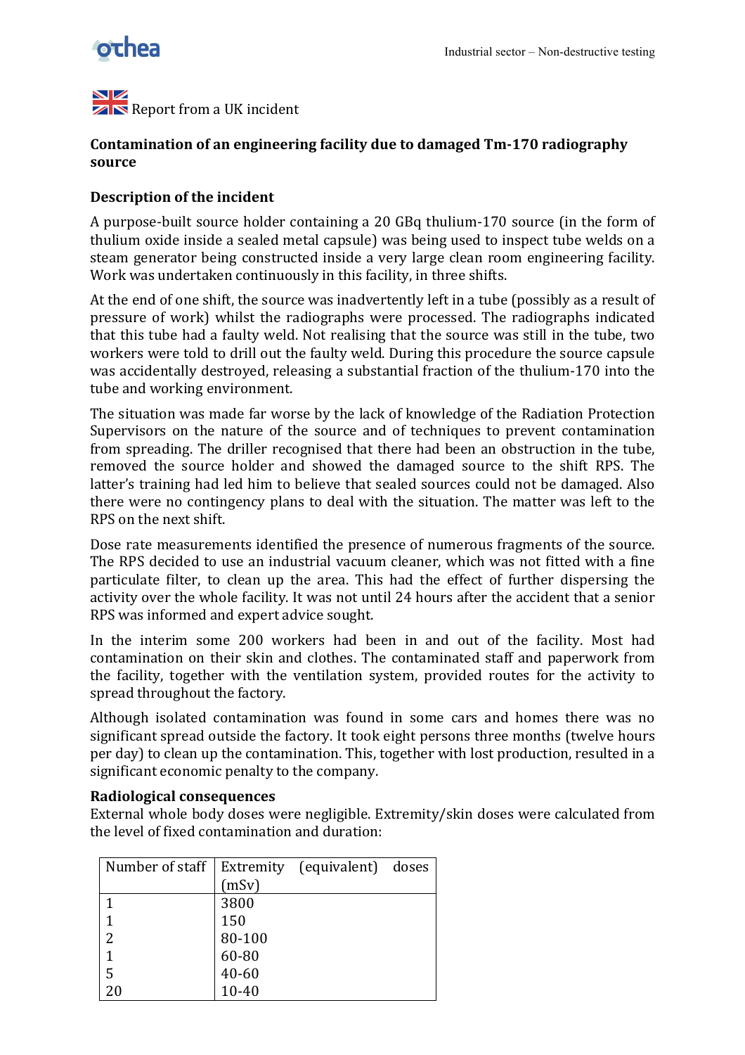Report from a UK incident

## Contamination of an engineering facility due to damaged Tm-170 radiography source

### Description of the incident

A purpose-built source holder containing a 20 GBq thulium-170 source (in the form of thulium oxide inside a sealed metal capsule) was being used to inspect tube welds on a steam generator being constructed inside a very large clean room engineering facility. Work was undertaken continuously in this facility, in three shifts.

At the end of one shift, the source was inadvertently left in a tube (possibly as a result of pressure of work) whilst the radiographs were processed. The radiographs indicated that this tube had a faulty weld. Not realising that the source was still in the tube, two workers were told to drill out the faulty weld. During this procedure the source capsule was accidentally destroyed, releasing a substantial fraction of the thulium-170 into the tube and working environment.

The situation was made far worse by the lack of knowledge of the Radiation Protection Supervisors on the nature of the source and of techniques to prevent contamination from spreading. The driller recognised that there had been an obstruction in the tube, removed the source holder and showed the damaged source to the shift RPS. The latter's training had led him to believe that sealed sources could not be damaged. Also there were no contingency plans to deal with the situation. The matter was left to the RPS on the next shift.

Dose rate measurements identified the presence of numerous fragments of the source. The RPS decided to use an industrial vacuum cleaner, which was not fitted with a fine particulate filter, to clean up the area. This had the effect of further dispersing the activity over the whole facility. It was not until 24 hours after the accident that a senior RPS was informed and expert advice sought.

In the interim some 200 workers had been in and out of the facility. Most had contamination on their skin and clothes. The contaminated staff and paperwork from the facility, together with the ventilation system, provided routes for the activity to spread throughout the factory.

Although isolated contamination was found in some cars and homes there was no significant spread outside the factory. It took eight persons three months (twelve hours per day) to clean up the contamination. This, together with lost production, resulted in a significant economic penalty to the company.

### Radiological consequences

External whole body doses were negligible. Extremity/skin doses were calculated from the level of fixed contamination and duration:

| Number of staff | Extremity (equivalent) doses (mSv) |
|---|---|
| 1 | 3800 |
| 1 | 150 |
| 2 | 80-100 |
| 1 | 60-80 |
| 5 | 40-60 |
| 20 | 10-40 |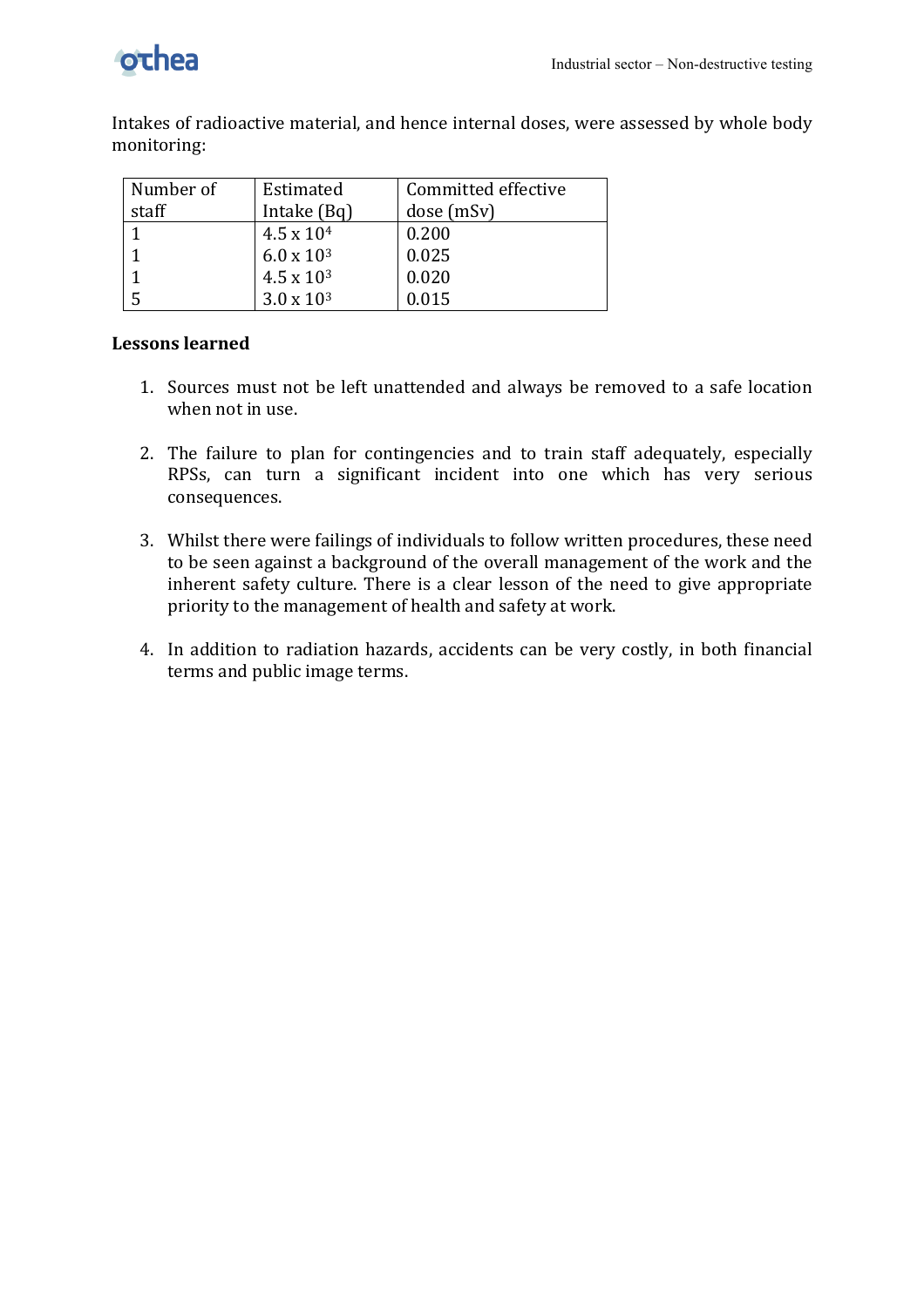Intakes of radioactive material, and hence internal doses, were assessed by whole body monitoring:

| Number of staff | Estimated Intake (Bq) | Committed effective dose (mSv) |
|---|---|---|
| 1 | $4.5 \times 10^4$ | 0.200 |
| 1 | $6.0 \times 10^3$ | 0.025 |
| 1 | $4.5 \times 10^3$ | 0.020 |
| 5 | $3.0 \times 10^3$ | 0.015 |

**Lessons learned**

1. Sources must not be left unattended and always be removed to a safe location when not in use.
2. The failure to plan for contingencies and to train staff adequately, especially RPSs, can turn a significant incident into one which has very serious consequences.
3. Whilst there were failings of individuals to follow written procedures, these need to be seen against a background of the overall management of the work and the inherent safety culture. There is a clear lesson of the need to give appropriate priority to the management of health and safety at work.
4. In addition to radiation hazards, accidents can be very costly, in both financial terms and public image terms.